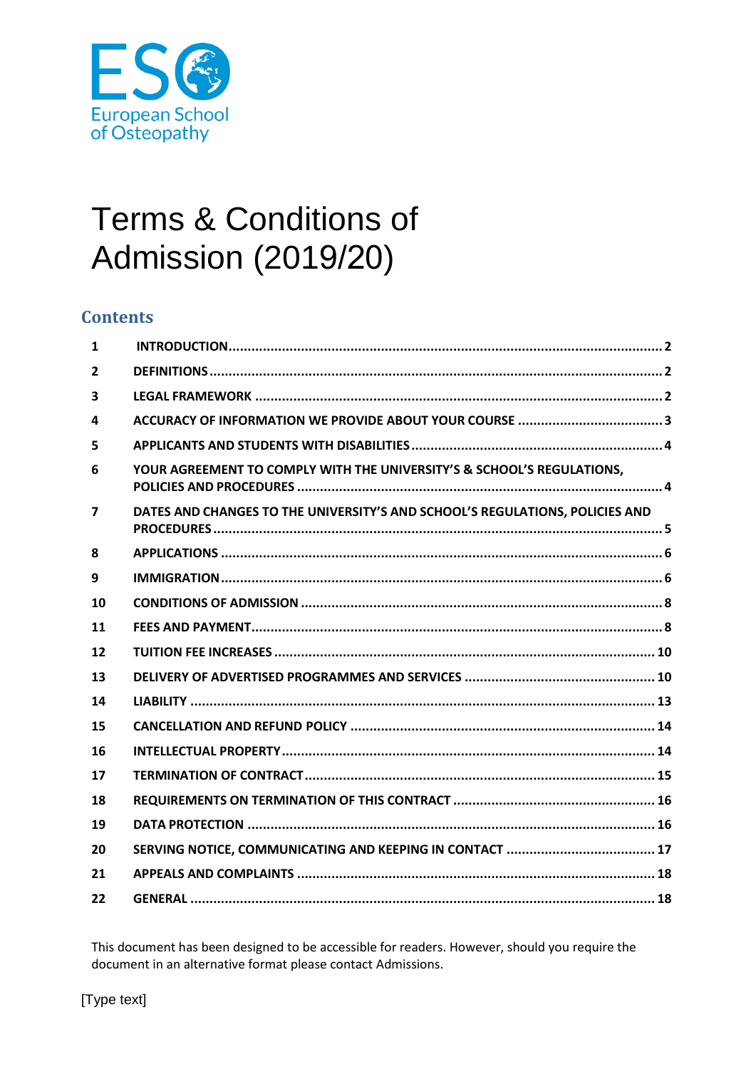ESO

European School of Osteopathy

# Terms & Conditions of Admission (2019/20)

## Contents

| | | |
|---|---|---|
| 1 | INTRODUCTION | 2 |
| 2 | DEFINITIONS | 2 |
| 3 | LEGAL FRAMEWORK | 2 |
| 4 | ACCURACY OF INFORMATION WE PROVIDE ABOUT YOUR COURSE | 3 |
| 5 | APPLICANTS AND STUDENTS WITH DISABILITIES | 4 |
| 6 | YOUR AGREEMENT TO COMPLY WITH THE UNIVERSITY'S & SCHOOL'S REGULATIONS, POLICIES AND PROCEDURES | 4 |
| 7 | DATES AND CHANGES TO THE UNIVERSITY'S AND SCHOOL'S REGULATIONS, POLICIES AND PROCEDURES | 5 |
| 8 | APPLICATIONS | 6 |
| 9 | IMMIGRATION | 6 |
| 10 | CONDITIONS OF ADMISSION | 8 |
| 11 | FEES AND PAYMENT | 8 |
| 12 | TUITION FEE INCREASES | 10 |
| 13 | DELIVERY OF ADVERTISED PROGRAMMES AND SERVICES | 10 |
| 14 | LIABILITY | 13 |
| 15 | CANCELLATION AND REFUND POLICY | 14 |
| 16 | INTELLECTUAL PROPERTY | 14 |
| 17 | TERMINATION OF CONTRACT | 15 |
| 18 | REQUIREMENTS ON TERMINATION OF THIS CONTRACT | 16 |
| 19 | DATA PROTECTION | 16 |
| 20 | SERVING NOTICE, COMMUNICATING AND KEEPING IN CONTACT | 17 |
| 21 | APPEALS AND COMPLAINTS | 18 |
| 22 | GENERAL | 18 |

This document has been designed to be accessible for readers. However, should you require the document in an alternative format please contact Admissions.

[Type text]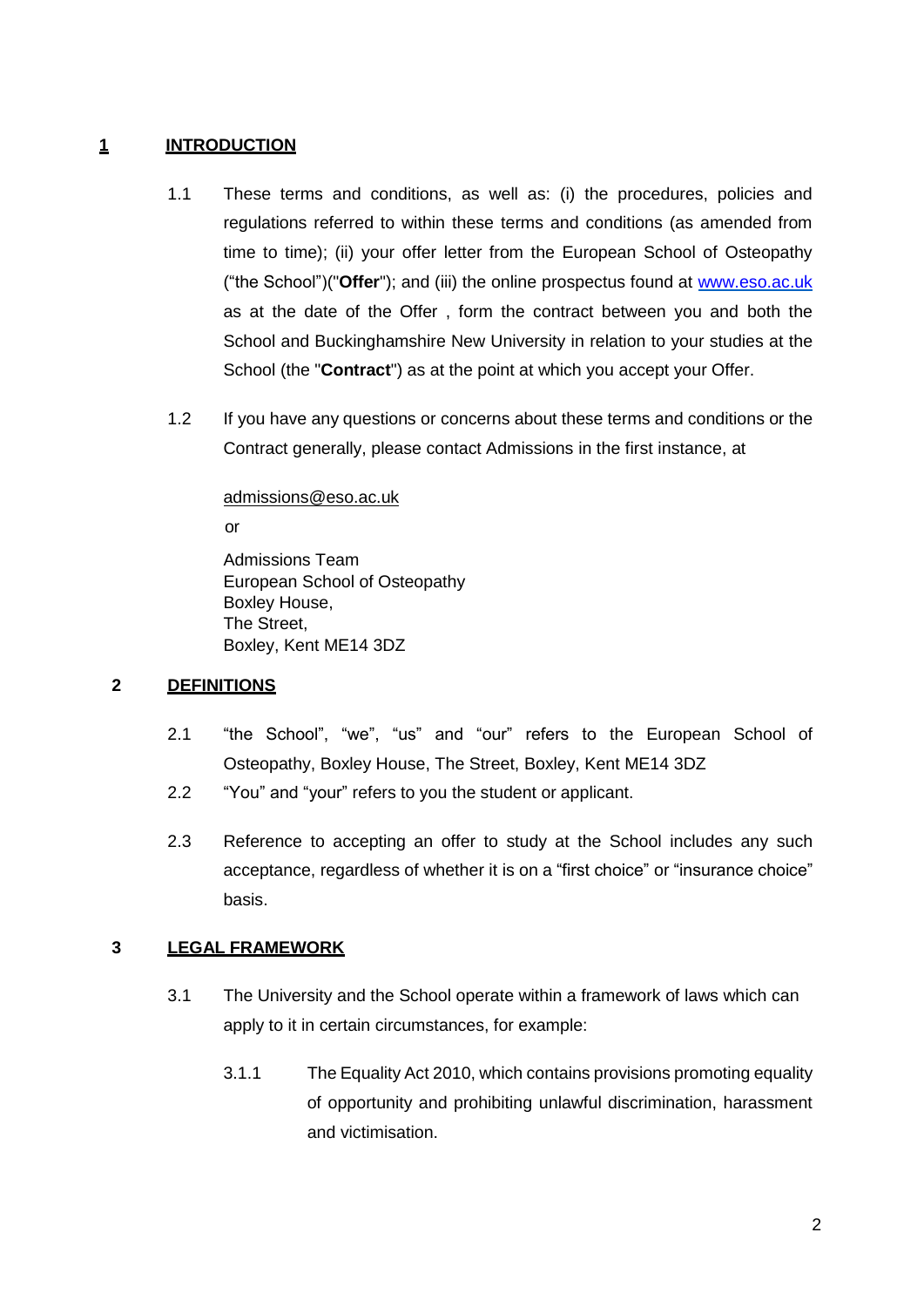## 1 INTRODUCTION

1.1 These terms and conditions, as well as: (i) the procedures, policies and regulations referred to within these terms and conditions (as amended from time to time); (ii) your offer letter from the European School of Osteopathy ("the School")("**Offer**"); and (iii) the online prospectus found at [www.eso.ac.uk](http://www.eso.ac.uk) as at the date of the Offer , form the contract between you and both the School and Buckinghamshire New University in relation to your studies at the School (the "**Contract**") as at the point at which you accept your Offer.

1.2 If you have any questions or concerns about these terms and conditions or the Contract generally, please contact Admissions in the first instance, at

admissions@eso.ac.uk

or

Admissions Team
European School of Osteopathy
Boxley House,
The Street,
Boxley, Kent ME14 3DZ

## 2 DEFINITIONS

2.1 "the School", "we", "us" and "our" refers to the European School of Osteopathy, Boxley House, The Street, Boxley, Kent ME14 3DZ

2.2 "You" and "your" refers to you the student or applicant.

2.3 Reference to accepting an offer to study at the School includes any such acceptance, regardless of whether it is on a "first choice" or "insurance choice" basis.

## 3 LEGAL FRAMEWORK

3.1 The University and the School operate within a framework of laws which can apply to it in certain circumstances, for example:

3.1.1 The Equality Act 2010, which contains provisions promoting equality of opportunity and prohibiting unlawful discrimination, harassment and victimisation.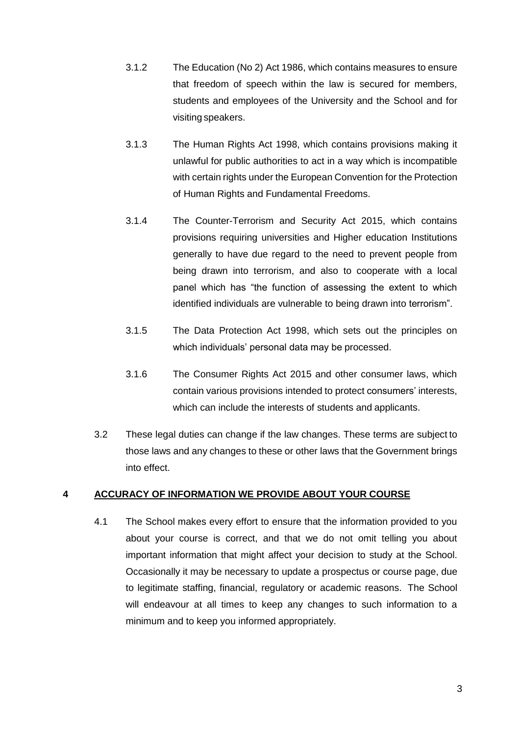3.1.2 The Education (No 2) Act 1986, which contains measures to ensure that freedom of speech within the law is secured for members, students and employees of the University and the School and for visiting speakers.

3.1.3 The Human Rights Act 1998, which contains provisions making it unlawful for public authorities to act in a way which is incompatible with certain rights under the European Convention for the Protection of Human Rights and Fundamental Freedoms.

3.1.4 The Counter-Terrorism and Security Act 2015, which contains provisions requiring universities and Higher education Institutions generally to have due regard to the need to prevent people from being drawn into terrorism, and also to cooperate with a local panel which has "the function of assessing the extent to which identified individuals are vulnerable to being drawn into terrorism".

3.1.5 The Data Protection Act 1998, which sets out the principles on which individuals' personal data may be processed.

3.1.6 The Consumer Rights Act 2015 and other consumer laws, which contain various provisions intended to protect consumers' interests, which can include the interests of students and applicants.

3.2 These legal duties can change if the law changes. These terms are subject to those laws and any changes to these or other laws that the Government brings into effect.

## 4 ACCURACY OF INFORMATION WE PROVIDE ABOUT YOUR COURSE

4.1 The School makes every effort to ensure that the information provided to you about your course is correct, and that we do not omit telling you about important information that might affect your decision to study at the School. Occasionally it may be necessary to update a prospectus or course page, due to legitimate staffing, financial, regulatory or academic reasons. The School will endeavour at all times to keep any changes to such information to a minimum and to keep you informed appropriately.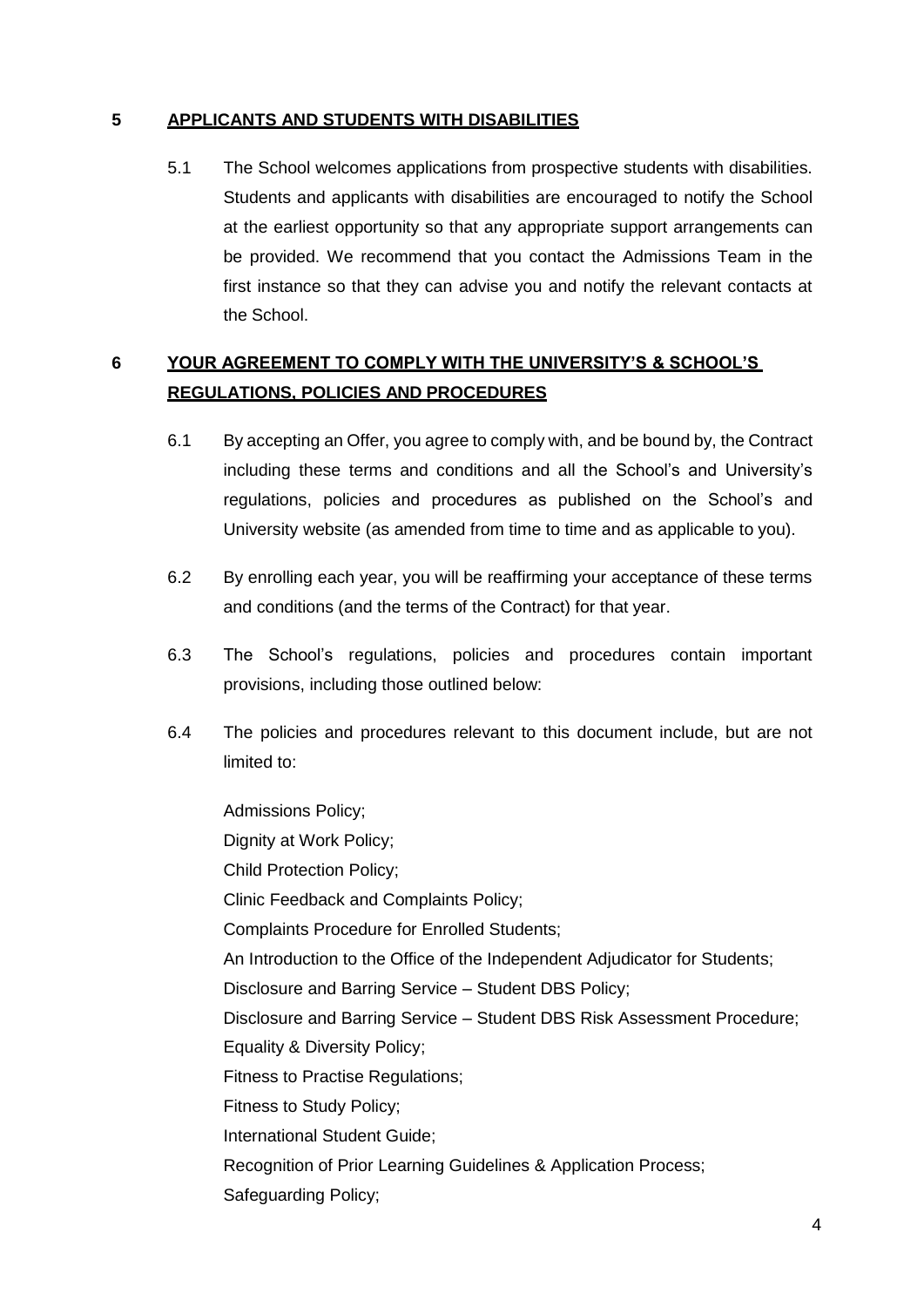## 5 APPLICANTS AND STUDENTS WITH DISABILITIES

5.1 The School welcomes applications from prospective students with disabilities. Students and applicants with disabilities are encouraged to notify the School at the earliest opportunity so that any appropriate support arrangements can be provided. We recommend that you contact the Admissions Team in the first instance so that they can advise you and notify the relevant contacts at the School.

## 6 YOUR AGREEMENT TO COMPLY WITH THE UNIVERSITY'S & SCHOOL'S REGULATIONS, POLICIES AND PROCEDURES

6.1 By accepting an Offer, you agree to comply with, and be bound by, the Contract including these terms and conditions and all the School's and University's regulations, policies and procedures as published on the School's and University website (as amended from time to time and as applicable to you).

6.2 By enrolling each year, you will be reaffirming your acceptance of these terms and conditions (and the terms of the Contract) for that year.

6.3 The School's regulations, policies and procedures contain important provisions, including those outlined below:

6.4 The policies and procedures relevant to this document include, but are not limited to:

Admissions Policy;
Dignity at Work Policy;
Child Protection Policy;
Clinic Feedback and Complaints Policy;
Complaints Procedure for Enrolled Students;
An Introduction to the Office of the Independent Adjudicator for Students;
Disclosure and Barring Service – Student DBS Policy;
Disclosure and Barring Service – Student DBS Risk Assessment Procedure;
Equality & Diversity Policy;
Fitness to Practise Regulations;
Fitness to Study Policy;
International Student Guide;
Recognition of Prior Learning Guidelines & Application Process;
Safeguarding Policy;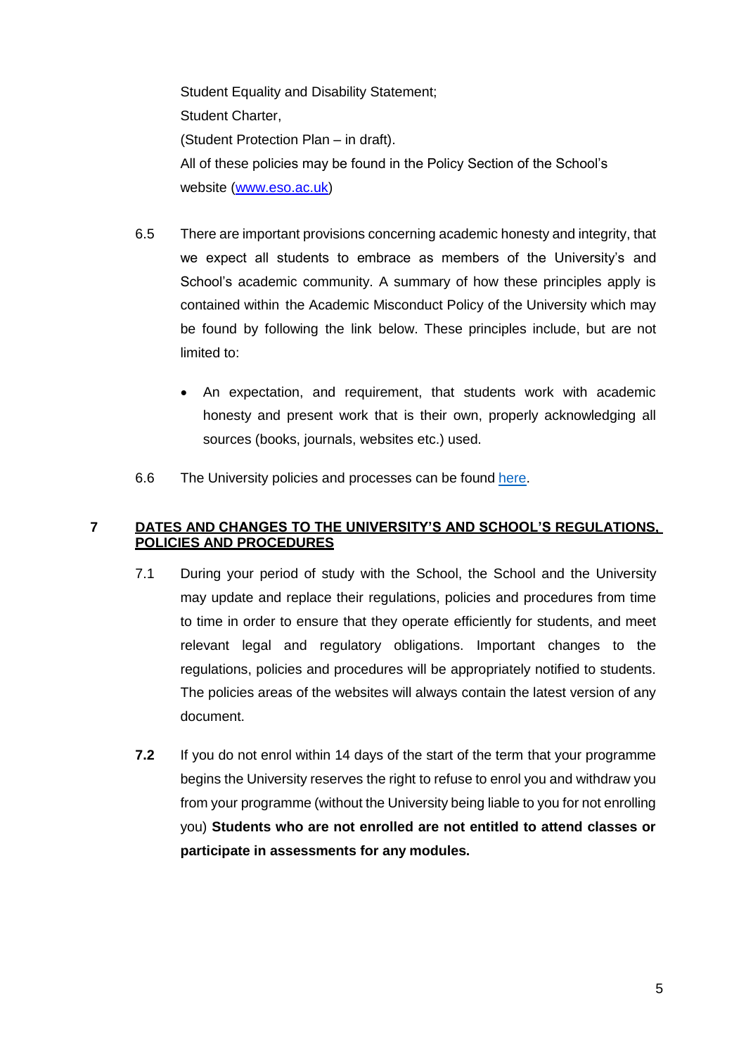Student Equality and Disability Statement;
Student Charter,
(Student Protection Plan – in draft).
All of these policies may be found in the Policy Section of the School's website ([www.eso.ac.uk](http://www.eso.ac.uk))

6.5 There are important provisions concerning academic honesty and integrity, that we expect all students to embrace as members of the University's and School's academic community. A summary of how these principles apply is contained within the Academic Misconduct Policy of the University which may be found by following the link below. These principles include, but are not limited to:

- An expectation, and requirement, that students work with academic honesty and present work that is their own, properly acknowledging all sources (books, journals, websites etc.) used.

6.6 The University policies and processes can be found here.

## 7 DATES AND CHANGES TO THE UNIVERSITY'S AND SCHOOL'S REGULATIONS, POLICIES AND PROCEDURES

7.1 During your period of study with the School, the School and the University may update and replace their regulations, policies and procedures from time to time in order to ensure that they operate efficiently for students, and meet relevant legal and regulatory obligations. Important changes to the regulations, policies and procedures will be appropriately notified to students. The policies areas of the websites will always contain the latest version of any document.

**7.2** If you do not enrol within 14 days of the start of the term that your programme begins the University reserves the right to refuse to enrol you and withdraw you from your programme (without the University being liable to you for not enrolling you) **Students who are not enrolled are not entitled to attend classes or participate in assessments for any modules.**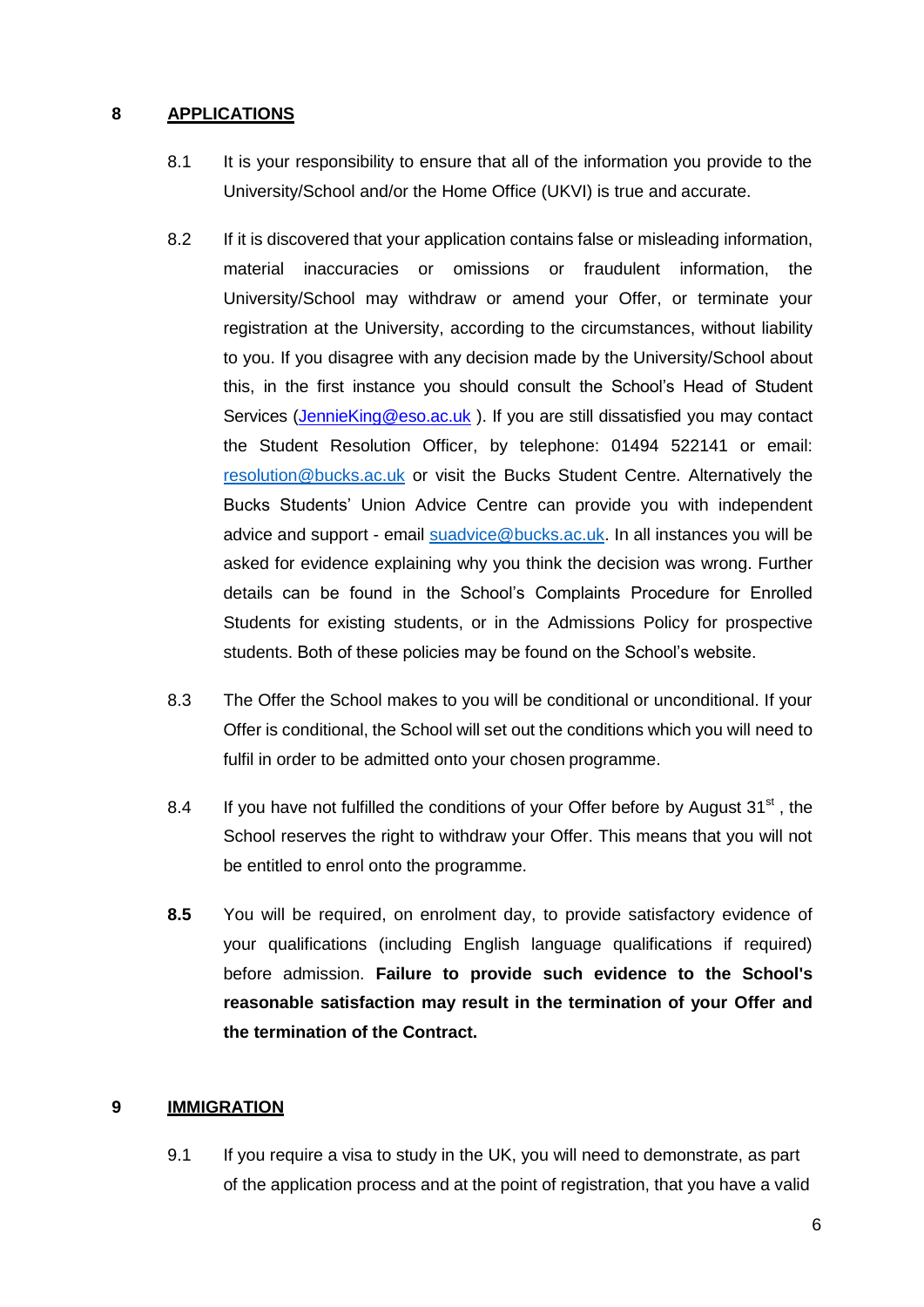## 8 APPLICATIONS

8.1 It is your responsibility to ensure that all of the information you provide to the University/School and/or the Home Office (UKVI) is true and accurate.

8.2 If it is discovered that your application contains false or misleading information, material inaccuracies or omissions or fraudulent information, the University/School may withdraw or amend your Offer, or terminate your registration at the University, according to the circumstances, without liability to you. If you disagree with any decision made by the University/School about this, in the first instance you should consult the School's Head of Student Services (JennieKing@eso.ac.uk ). If you are still dissatisfied you may contact the Student Resolution Officer, by telephone: 01494 522141 or email: resolution@bucks.ac.uk or visit the Bucks Student Centre. Alternatively the Bucks Students' Union Advice Centre can provide you with independent advice and support - email suadvice@bucks.ac.uk. In all instances you will be asked for evidence explaining why you think the decision was wrong. Further details can be found in the School's Complaints Procedure for Enrolled Students for existing students, or in the Admissions Policy for prospective students. Both of these policies may be found on the School's website.

8.3 The Offer the School makes to you will be conditional or unconditional. If your Offer is conditional, the School will set out the conditions which you will need to fulfil in order to be admitted onto your chosen programme.

8.4 If you have not fulfilled the conditions of your Offer before by August 31st , the School reserves the right to withdraw your Offer. This means that you will not be entitled to enrol onto the programme.

**8.5** You will be required, on enrolment day, to provide satisfactory evidence of your qualifications (including English language qualifications if required) before admission. **Failure to provide such evidence to the School's reasonable satisfaction may result in the termination of your Offer and the termination of the Contract.**

## 9 IMMIGRATION

9.1 If you require a visa to study in the UK, you will need to demonstrate, as part of the application process and at the point of registration, that you have a valid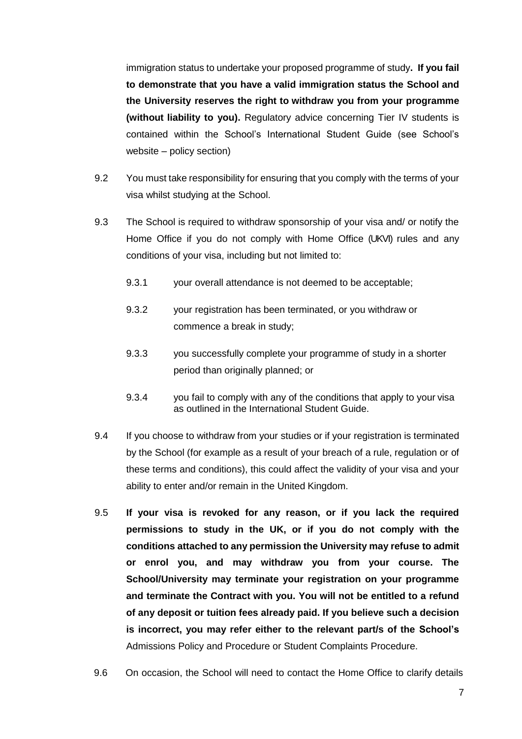immigration status to undertake your proposed programme of study**. If you fail to demonstrate that you have a valid immigration status the School and the University reserves the right to withdraw you from your programme (without liability to you).** Regulatory advice concerning Tier IV students is contained within the School's International Student Guide (see School's website – policy section)

9.2 You must take responsibility for ensuring that you comply with the terms of your visa whilst studying at the School.

9.3 The School is required to withdraw sponsorship of your visa and/ or notify the Home Office if you do not comply with Home Office (UKVI) rules and any conditions of your visa, including but not limited to:

- 9.3.1 your overall attendance is not deemed to be acceptable;
- 9.3.2 your registration has been terminated, or you withdraw or commence a break in study;
- 9.3.3 you successfully complete your programme of study in a shorter period than originally planned; or
- 9.3.4 you fail to comply with any of the conditions that apply to your visa as outlined in the International Student Guide.

9.4 If you choose to withdraw from your studies or if your registration is terminated by the School (for example as a result of your breach of a rule, regulation or of these terms and conditions), this could affect the validity of your visa and your ability to enter and/or remain in the United Kingdom.

9.5 **If your visa is revoked for any reason, or if you lack the required permissions to study in the UK, or if you do not comply with the conditions attached to any permission the University may refuse to admit or enrol you, and may withdraw you from your course. The School/University may terminate your registration on your programme and terminate the Contract with you. You will not be entitled to a refund of any deposit or tuition fees already paid. If you believe such a decision is incorrect, you may refer either to the relevant part/s of the School's** Admissions Policy and Procedure or Student Complaints Procedure.

9.6 On occasion, the School will need to contact the Home Office to clarify details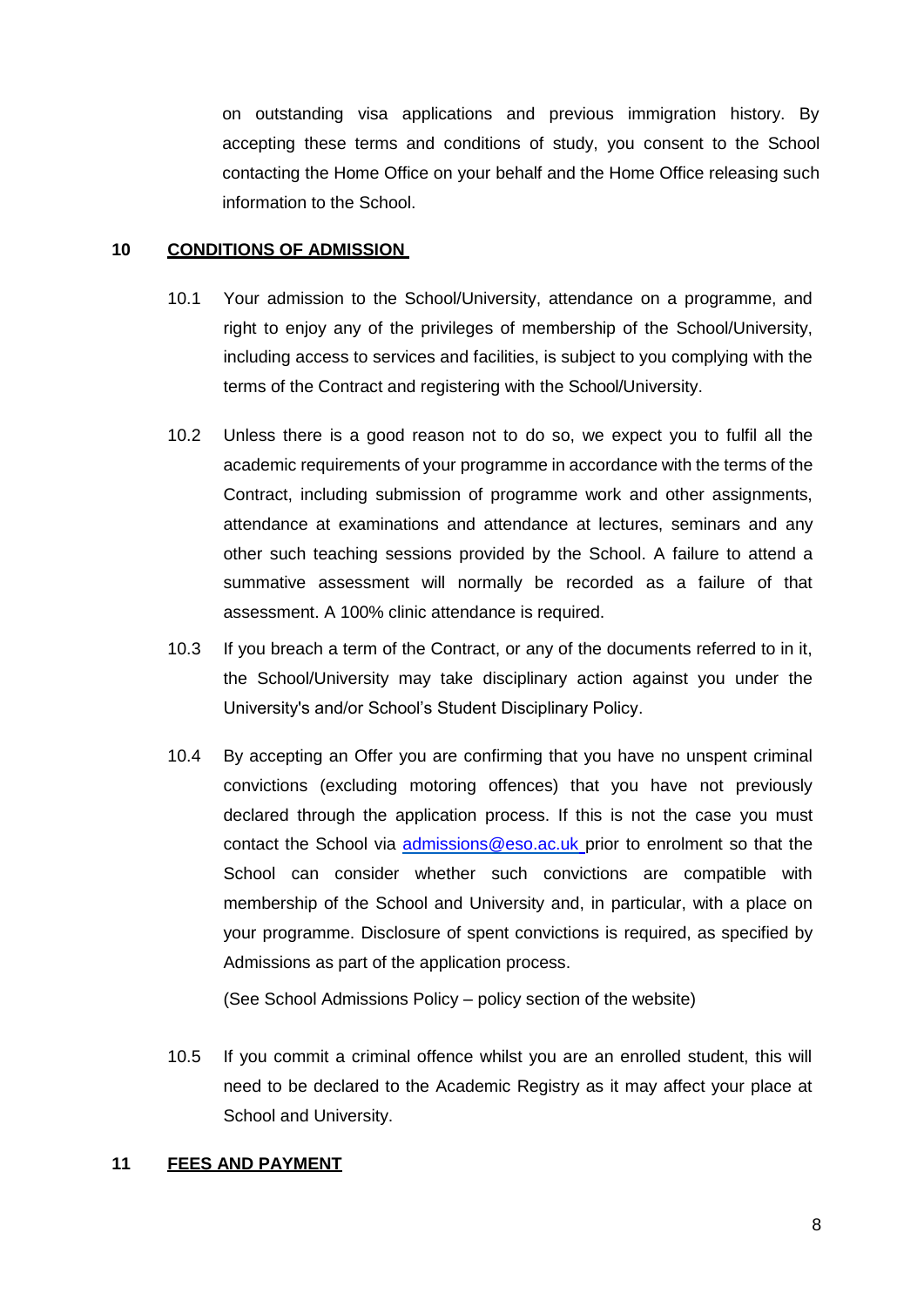on outstanding visa applications and previous immigration history. By accepting these terms and conditions of study, you consent to the School contacting the Home Office on your behalf and the Home Office releasing such information to the School.

## 10 CONDITIONS OF ADMISSION

10.1 Your admission to the School/University, attendance on a programme, and right to enjoy any of the privileges of membership of the School/University, including access to services and facilities, is subject to you complying with the terms of the Contract and registering with the School/University.

10.2 Unless there is a good reason not to do so, we expect you to fulfil all the academic requirements of your programme in accordance with the terms of the Contract, including submission of programme work and other assignments, attendance at examinations and attendance at lectures, seminars and any other such teaching sessions provided by the School. A failure to attend a summative assessment will normally be recorded as a failure of that assessment. A 100% clinic attendance is required.

10.3 If you breach a term of the Contract, or any of the documents referred to in it, the School/University may take disciplinary action against you under the University's and/or School's Student Disciplinary Policy.

10.4 By accepting an Offer you are confirming that you have no unspent criminal convictions (excluding motoring offences) that you have not previously declared through the application process. If this is not the case you must contact the School via admissions@eso.ac.uk prior to enrolment so that the School can consider whether such convictions are compatible with membership of the School and University and, in particular, with a place on your programme. Disclosure of spent convictions is required, as specified by Admissions as part of the application process.

(See School Admissions Policy – policy section of the website)

10.5 If you commit a criminal offence whilst you are an enrolled student, this will need to be declared to the Academic Registry as it may affect your place at School and University.

## 11 FEES AND PAYMENT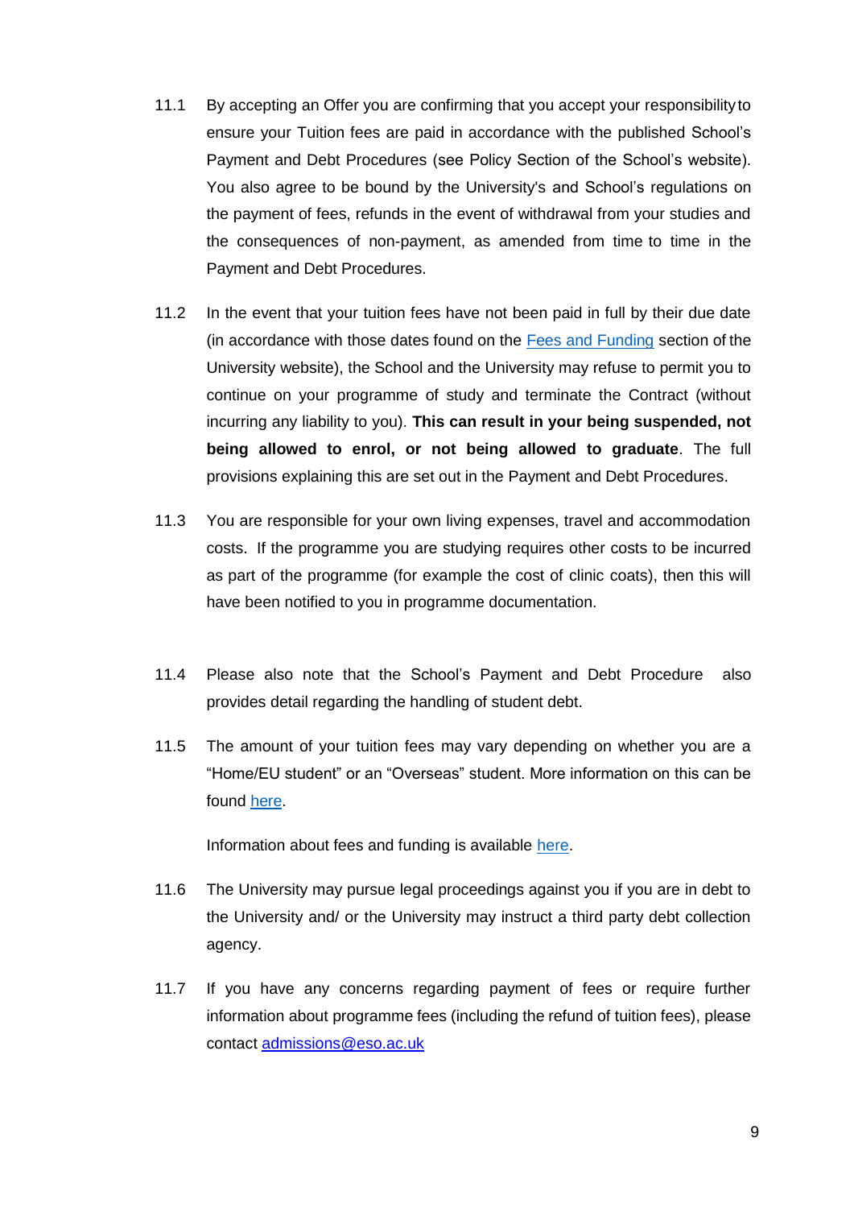11.1 By accepting an Offer you are confirming that you accept your responsibility to ensure your Tuition fees are paid in accordance with the published School's Payment and Debt Procedures (see Policy Section of the School's website). You also agree to be bound by the University's and School's regulations on the payment of fees, refunds in the event of withdrawal from your studies and the consequences of non-payment, as amended from time to time in the Payment and Debt Procedures.

11.2 In the event that your tuition fees have not been paid in full by their due date (in accordance with those dates found on the Fees and Funding section of the University website), the School and the University may refuse to permit you to continue on your programme of study and terminate the Contract (without incurring any liability to you). **This can result in your being suspended, not being allowed to enrol, or not being allowed to graduate**. The full provisions explaining this are set out in the Payment and Debt Procedures.

11.3 You are responsible for your own living expenses, travel and accommodation costs. If the programme you are studying requires other costs to be incurred as part of the programme (for example the cost of clinic coats), then this will have been notified to you in programme documentation.

11.4 Please also note that the School's Payment and Debt Procedure also provides detail regarding the handling of student debt.

11.5 The amount of your tuition fees may vary depending on whether you are a "Home/EU student" or an "Overseas" student. More information on this can be found here.

Information about fees and funding is available here.

11.6 The University may pursue legal proceedings against you if you are in debt to the University and/ or the University may instruct a third party debt collection agency.

11.7 If you have any concerns regarding payment of fees or require further information about programme fees (including the refund of tuition fees), please contact admissions@eso.ac.uk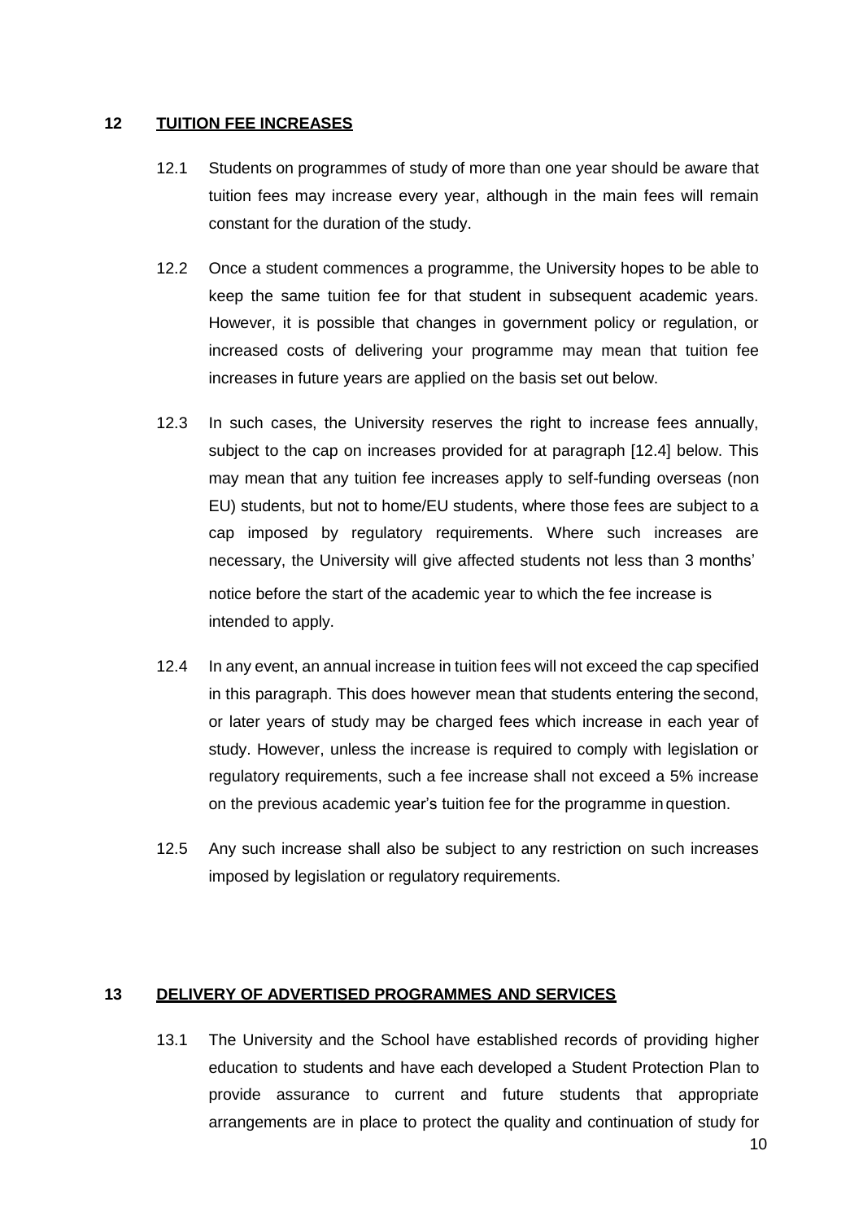## 12 TUITION FEE INCREASES

12.1 Students on programmes of study of more than one year should be aware that tuition fees may increase every year, although in the main fees will remain constant for the duration of the study.

12.2 Once a student commences a programme, the University hopes to be able to keep the same tuition fee for that student in subsequent academic years. However, it is possible that changes in government policy or regulation, or increased costs of delivering your programme may mean that tuition fee increases in future years are applied on the basis set out below.

12.3 In such cases, the University reserves the right to increase fees annually, subject to the cap on increases provided for at paragraph [12.4] below. This may mean that any tuition fee increases apply to self-funding overseas (non EU) students, but not to home/EU students, where those fees are subject to a cap imposed by regulatory requirements. Where such increases are necessary, the University will give affected students not less than 3 months' notice before the start of the academic year to which the fee increase is intended to apply.

12.4 In any event, an annual increase in tuition fees will not exceed the cap specified in this paragraph. This does however mean that students entering the second, or later years of study may be charged fees which increase in each year of study. However, unless the increase is required to comply with legislation or regulatory requirements, such a fee increase shall not exceed a 5% increase on the previous academic year's tuition fee for the programme in question.

12.5 Any such increase shall also be subject to any restriction on such increases imposed by legislation or regulatory requirements.

## 13 DELIVERY OF ADVERTISED PROGRAMMES AND SERVICES

13.1 The University and the School have established records of providing higher education to students and have each developed a Student Protection Plan to provide assurance to current and future students that appropriate arrangements are in place to protect the quality and continuation of study for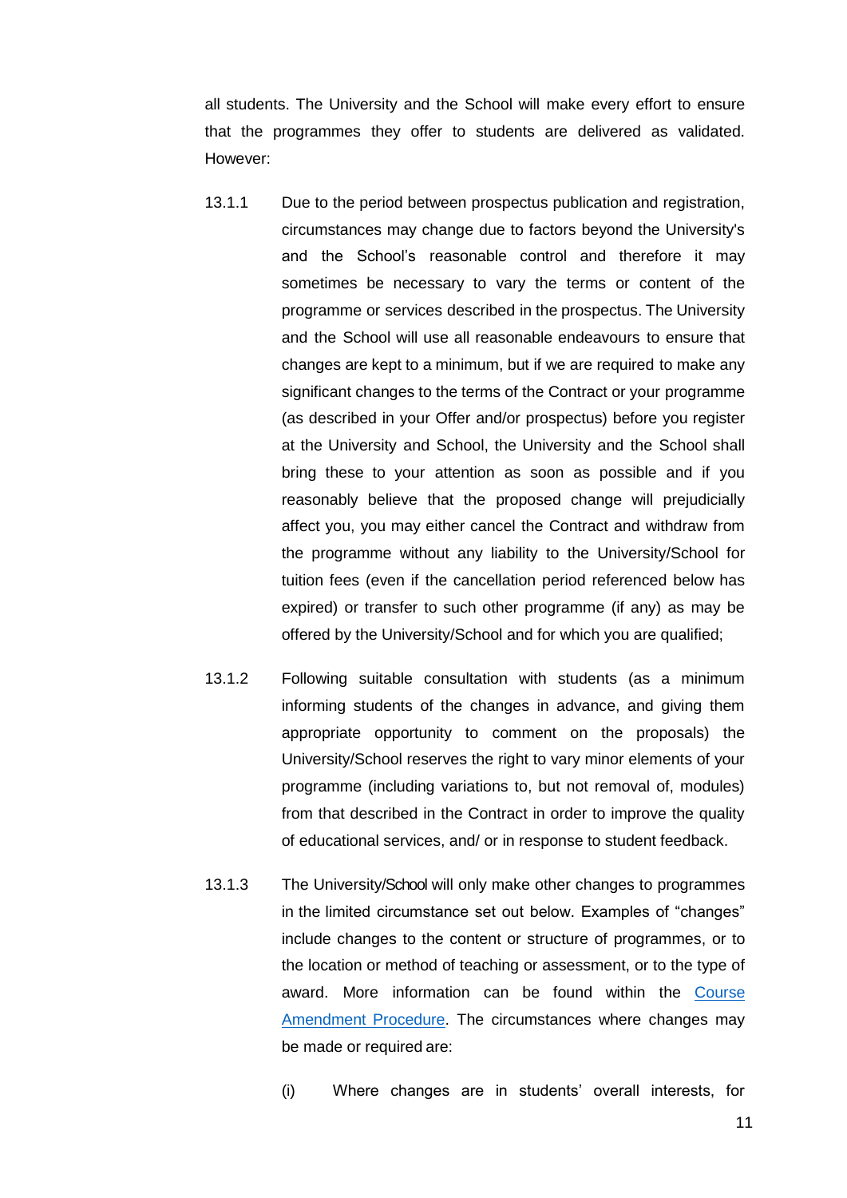all students. The University and the School will make every effort to ensure that the programmes they offer to students are delivered as validated. However:

13.1.1 Due to the period between prospectus publication and registration, circumstances may change due to factors beyond the University's and the School's reasonable control and therefore it may sometimes be necessary to vary the terms or content of the programme or services described in the prospectus. The University and the School will use all reasonable endeavours to ensure that changes are kept to a minimum, but if we are required to make any significant changes to the terms of the Contract or your programme (as described in your Offer and/or prospectus) before you register at the University and School, the University and the School shall bring these to your attention as soon as possible and if you reasonably believe that the proposed change will prejudicially affect you, you may either cancel the Contract and withdraw from the programme without any liability to the University/School for tuition fees (even if the cancellation period referenced below has expired) or transfer to such other programme (if any) as may be offered by the University/School and for which you are qualified;

13.1.2 Following suitable consultation with students (as a minimum informing students of the changes in advance, and giving them appropriate opportunity to comment on the proposals) the University/School reserves the right to vary minor elements of your programme (including variations to, but not removal of, modules) from that described in the Contract in order to improve the quality of educational services, and/ or in response to student feedback.

13.1.3 The University/School will only make other changes to programmes in the limited circumstance set out below. Examples of "changes" include changes to the content or structure of programmes, or to the location or method of teaching or assessment, or to the type of award. More information can be found within the [Course Amendment Procedure](). The circumstances where changes may be made or required are:

(i) Where changes are in students' overall interests, for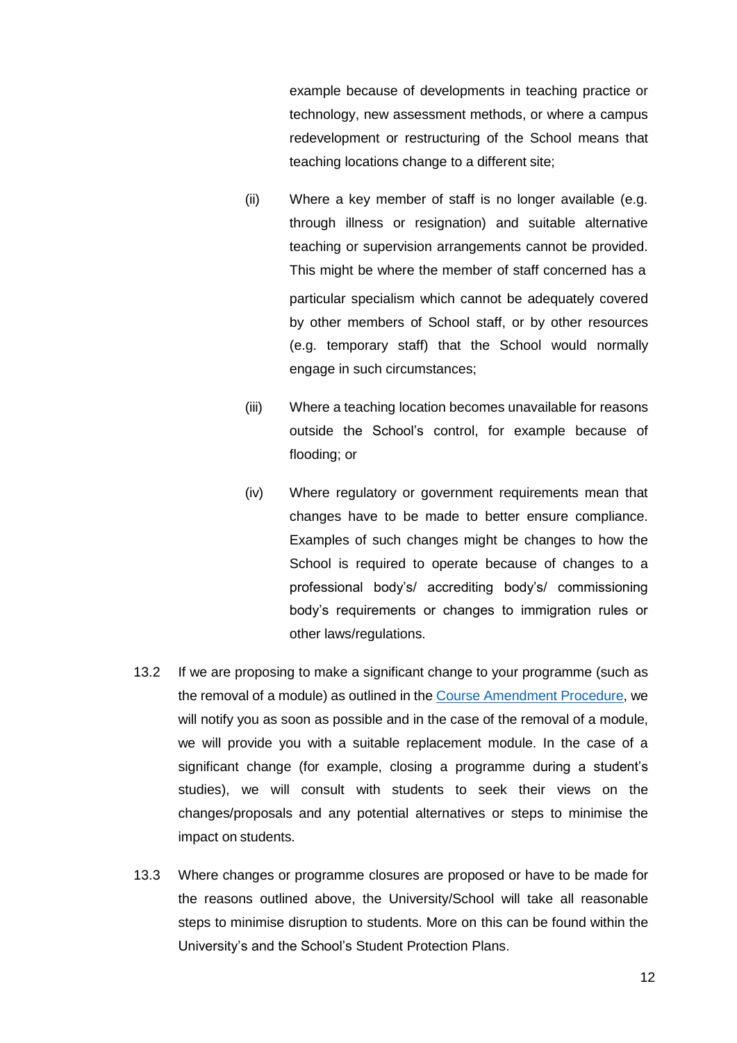example because of developments in teaching practice or technology, new assessment methods, or where a campus redevelopment or restructuring of the School means that teaching locations change to a different site;

(ii) Where a key member of staff is no longer available (e.g. through illness or resignation) and suitable alternative teaching or supervision arrangements cannot be provided. This might be where the member of staff concerned has a particular specialism which cannot be adequately covered by other members of School staff, or by other resources (e.g. temporary staff) that the School would normally engage in such circumstances;

(iii) Where a teaching location becomes unavailable for reasons outside the School's control, for example because of flooding; or

(iv) Where regulatory or government requirements mean that changes have to be made to better ensure compliance. Examples of such changes might be changes to how the School is required to operate because of changes to a professional body's/ accrediting body's/ commissioning body's requirements or changes to immigration rules or other laws/regulations.

13.2 If we are proposing to make a significant change to your programme (such as the removal of a module) as outlined in the Course Amendment Procedure, we will notify you as soon as possible and in the case of the removal of a module, we will provide you with a suitable replacement module. In the case of a significant change (for example, closing a programme during a student's studies), we will consult with students to seek their views on the changes/proposals and any potential alternatives or steps to minimise the impact on students.

13.3 Where changes or programme closures are proposed or have to be made for the reasons outlined above, the University/School will take all reasonable steps to minimise disruption to students. More on this can be found within the University's and the School's Student Protection Plans.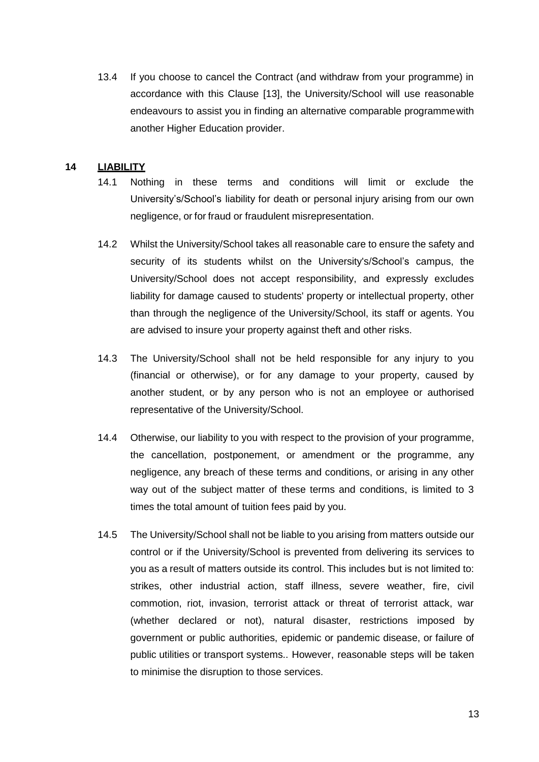13.4 If you choose to cancel the Contract (and withdraw from your programme) in accordance with this Clause [13], the University/School will use reasonable endeavours to assist you in finding an alternative comparable programmewith another Higher Education provider.

## 14 LIABILITY

14.1 Nothing in these terms and conditions will limit or exclude the University's/School's liability for death or personal injury arising from our own negligence, or for fraud or fraudulent misrepresentation.

14.2 Whilst the University/School takes all reasonable care to ensure the safety and security of its students whilst on the University's/School's campus, the University/School does not accept responsibility, and expressly excludes liability for damage caused to students' property or intellectual property, other than through the negligence of the University/School, its staff or agents. You are advised to insure your property against theft and other risks.

14.3 The University/School shall not be held responsible for any injury to you (financial or otherwise), or for any damage to your property, caused by another student, or by any person who is not an employee or authorised representative of the University/School.

14.4 Otherwise, our liability to you with respect to the provision of your programme, the cancellation, postponement, or amendment or the programme, any negligence, any breach of these terms and conditions, or arising in any other way out of the subject matter of these terms and conditions, is limited to 3 times the total amount of tuition fees paid by you.

14.5 The University/School shall not be liable to you arising from matters outside our control or if the University/School is prevented from delivering its services to you as a result of matters outside its control. This includes but is not limited to: strikes, other industrial action, staff illness, severe weather, fire, civil commotion, riot, invasion, terrorist attack or threat of terrorist attack, war (whether declared or not), natural disaster, restrictions imposed by government or public authorities, epidemic or pandemic disease, or failure of public utilities or transport systems.. However, reasonable steps will be taken to minimise the disruption to those services.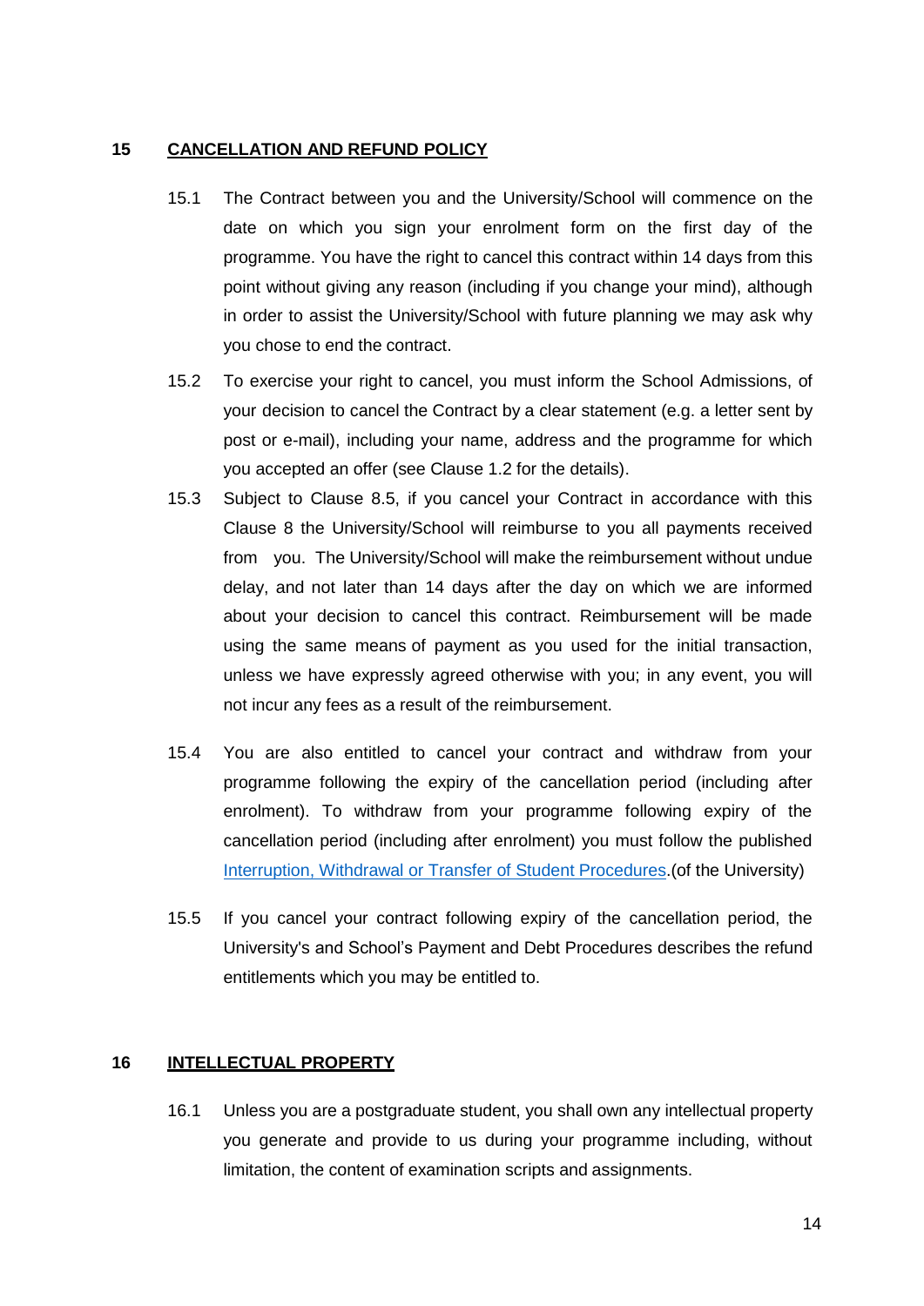## 15 CANCELLATION AND REFUND POLICY

15.1 The Contract between you and the University/School will commence on the date on which you sign your enrolment form on the first day of the programme. You have the right to cancel this contract within 14 days from this point without giving any reason (including if you change your mind), although in order to assist the University/School with future planning we may ask why you chose to end the contract.

15.2 To exercise your right to cancel, you must inform the School Admissions, of your decision to cancel the Contract by a clear statement (e.g. a letter sent by post or e-mail), including your name, address and the programme for which you accepted an offer (see Clause 1.2 for the details).

15.3 Subject to Clause 8.5, if you cancel your Contract in accordance with this Clause 8 the University/School will reimburse to you all payments received from you. The University/School will make the reimbursement without undue delay, and not later than 14 days after the day on which we are informed about your decision to cancel this contract. Reimbursement will be made using the same means of payment as you used for the initial transaction, unless we have expressly agreed otherwise with you; in any event, you will not incur any fees as a result of the reimbursement.

15.4 You are also entitled to cancel your contract and withdraw from your programme following the expiry of the cancellation period (including after enrolment). To withdraw from your programme following expiry of the cancellation period (including after enrolment) you must follow the published Interruption, Withdrawal or Transfer of Student Procedures.(of the University)

15.5 If you cancel your contract following expiry of the cancellation period, the University's and School's Payment and Debt Procedures describes the refund entitlements which you may be entitled to.

## 16 INTELLECTUAL PROPERTY

16.1 Unless you are a postgraduate student, you shall own any intellectual property you generate and provide to us during your programme including, without limitation, the content of examination scripts and assignments.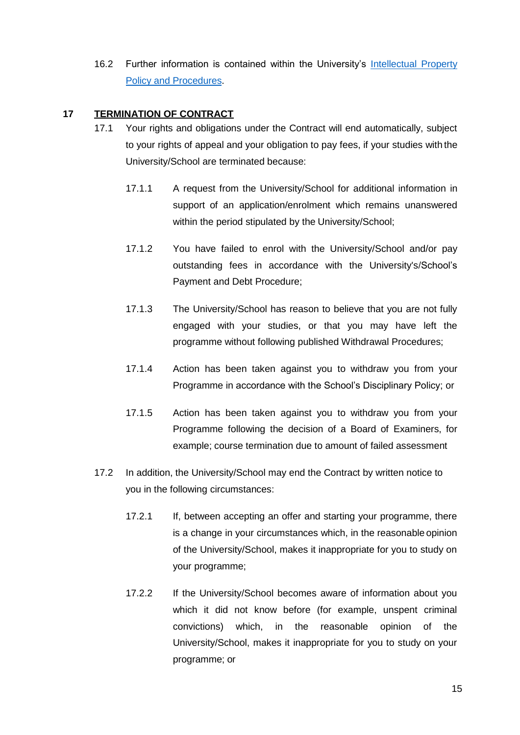16.2 Further information is contained within the University's [Intellectual Property Policy and Procedures](#).

## 17 TERMINATION OF CONTRACT

17.1 Your rights and obligations under the Contract will end automatically, subject to your rights of appeal and your obligation to pay fees, if your studies with the University/School are terminated because:

17.1.1 A request from the University/School for additional information in support of an application/enrolment which remains unanswered within the period stipulated by the University/School;

17.1.2 You have failed to enrol with the University/School and/or pay outstanding fees in accordance with the University's/School's Payment and Debt Procedure;

17.1.3 The University/School has reason to believe that you are not fully engaged with your studies, or that you may have left the programme without following published Withdrawal Procedures;

17.1.4 Action has been taken against you to withdraw you from your Programme in accordance with the School's Disciplinary Policy; or

17.1.5 Action has been taken against you to withdraw you from your Programme following the decision of a Board of Examiners, for example; course termination due to amount of failed assessment

17.2 In addition, the University/School may end the Contract by written notice to you in the following circumstances:

17.2.1 If, between accepting an offer and starting your programme, there is a change in your circumstances which, in the reasonable opinion of the University/School, makes it inappropriate for you to study on your programme;

17.2.2 If the University/School becomes aware of information about you which it did not know before (for example, unspent criminal convictions) which, in the reasonable opinion of the University/School, makes it inappropriate for you to study on your programme; or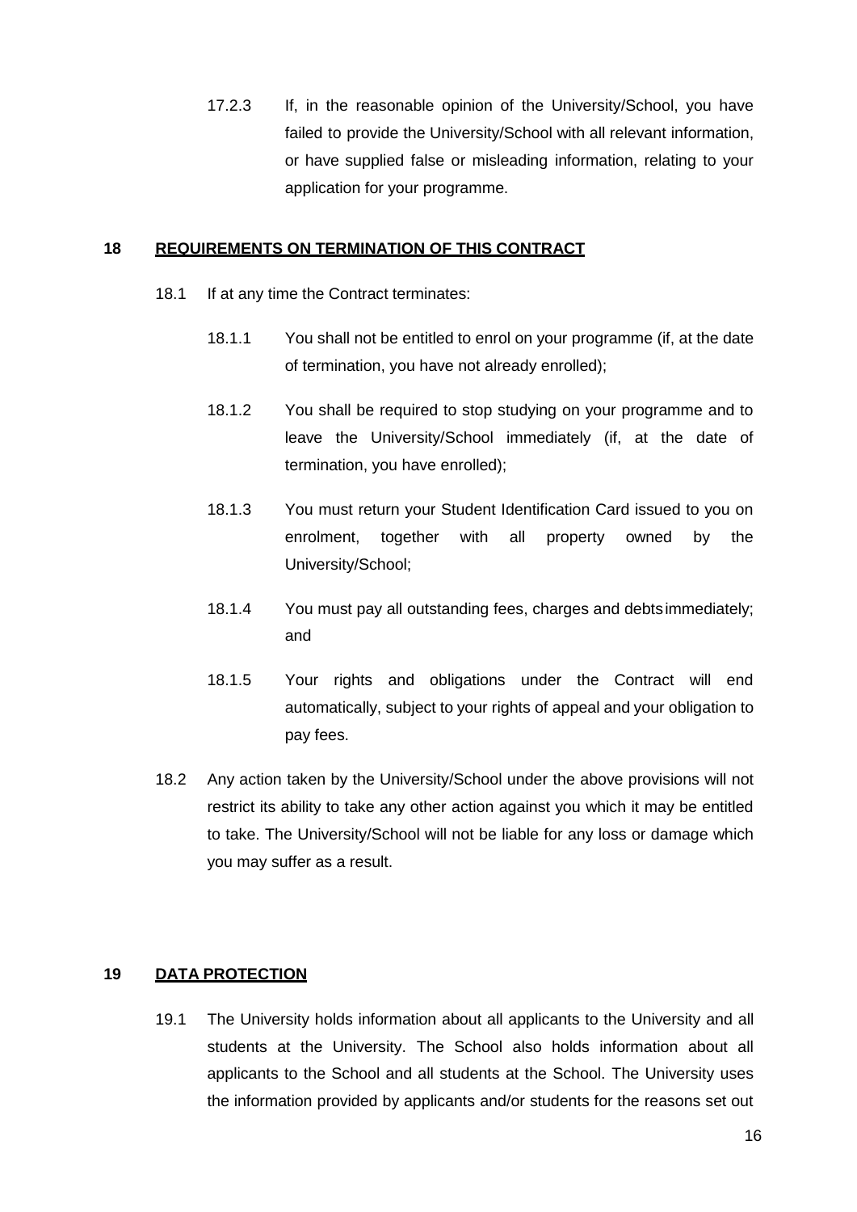17.2.3 If, in the reasonable opinion of the University/School, you have failed to provide the University/School with all relevant information, or have supplied false or misleading information, relating to your application for your programme.

## 18 REQUIREMENTS ON TERMINATION OF THIS CONTRACT

18.1 If at any time the Contract terminates:

18.1.1 You shall not be entitled to enrol on your programme (if, at the date of termination, you have not already enrolled);

18.1.2 You shall be required to stop studying on your programme and to leave the University/School immediately (if, at the date of termination, you have enrolled);

18.1.3 You must return your Student Identification Card issued to you on enrolment, together with all property owned by the University/School;

18.1.4 You must pay all outstanding fees, charges and debts immediately; and

18.1.5 Your rights and obligations under the Contract will end automatically, subject to your rights of appeal and your obligation to pay fees.

18.2 Any action taken by the University/School under the above provisions will not restrict its ability to take any other action against you which it may be entitled to take. The University/School will not be liable for any loss or damage which you may suffer as a result.

## 19 DATA PROTECTION

19.1 The University holds information about all applicants to the University and all students at the University. The School also holds information about all applicants to the School and all students at the School. The University uses the information provided by applicants and/or students for the reasons set out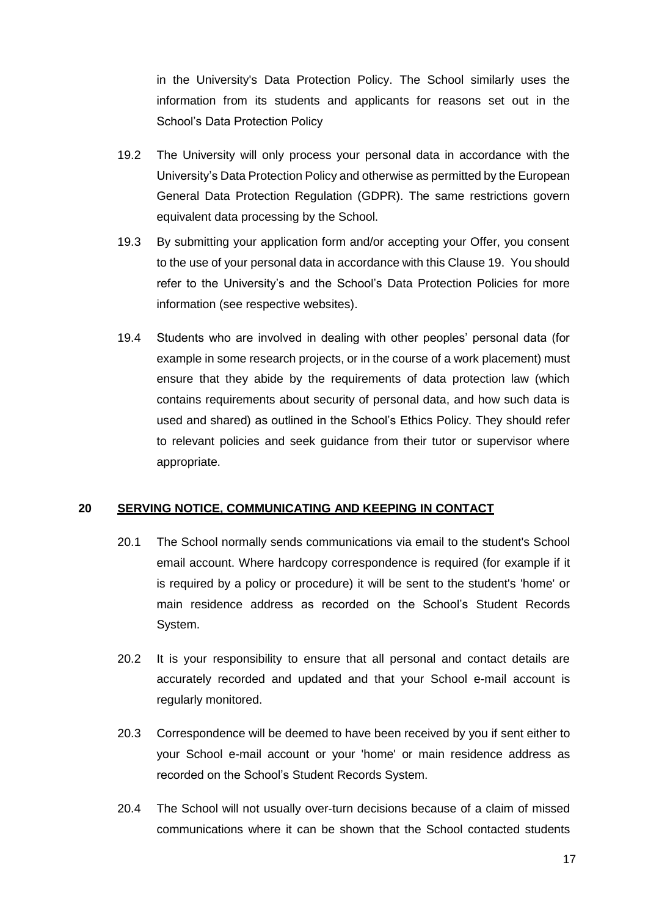in the University's Data Protection Policy. The School similarly uses the information from its students and applicants for reasons set out in the School's Data Protection Policy

19.2 The University will only process your personal data in accordance with the University's Data Protection Policy and otherwise as permitted by the European General Data Protection Regulation (GDPR). The same restrictions govern equivalent data processing by the School.

19.3 By submitting your application form and/or accepting your Offer, you consent to the use of your personal data in accordance with this Clause 19. You should refer to the University's and the School's Data Protection Policies for more information (see respective websites).

19.4 Students who are involved in dealing with other peoples' personal data (for example in some research projects, or in the course of a work placement) must ensure that they abide by the requirements of data protection law (which contains requirements about security of personal data, and how such data is used and shared) as outlined in the School's Ethics Policy. They should refer to relevant policies and seek guidance from their tutor or supervisor where appropriate.

## 20 SERVING NOTICE, COMMUNICATING AND KEEPING IN CONTACT

20.1 The School normally sends communications via email to the student's School email account. Where hardcopy correspondence is required (for example if it is required by a policy or procedure) it will be sent to the student's 'home' or main residence address as recorded on the School's Student Records System.

20.2 It is your responsibility to ensure that all personal and contact details are accurately recorded and updated and that your School e-mail account is regularly monitored.

20.3 Correspondence will be deemed to have been received by you if sent either to your School e-mail account or your 'home' or main residence address as recorded on the School's Student Records System.

20.4 The School will not usually over-turn decisions because of a claim of missed communications where it can be shown that the School contacted students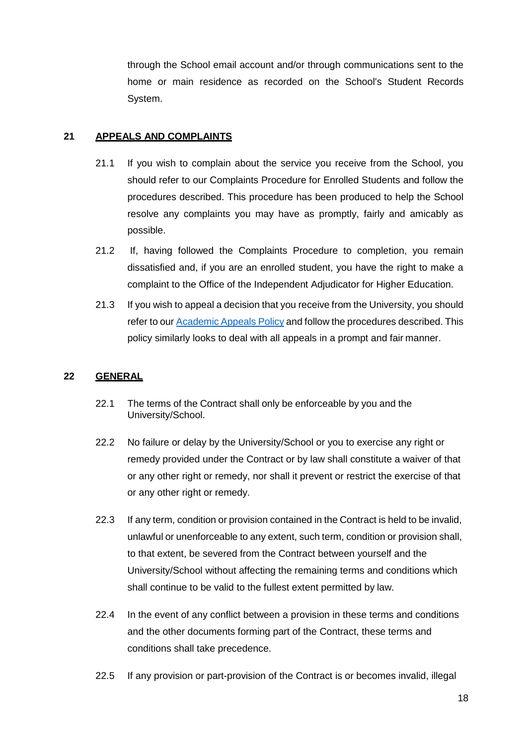through the School email account and/or through communications sent to the home or main residence as recorded on the School's Student Records System.

## 21 APPEALS AND COMPLAINTS

21.1 If you wish to complain about the service you receive from the School, you should refer to our Complaints Procedure for Enrolled Students and follow the procedures described. This procedure has been produced to help the School resolve any complaints you may have as promptly, fairly and amicably as possible.

21.2 If, having followed the Complaints Procedure to completion, you remain dissatisfied and, if you are an enrolled student, you have the right to make a complaint to the Office of the Independent Adjudicator for Higher Education.

21.3 If you wish to appeal a decision that you receive from the University, you should refer to our Academic Appeals Policy and follow the procedures described. This policy similarly looks to deal with all appeals in a prompt and fair manner.

## 22 GENERAL

22.1 The terms of the Contract shall only be enforceable by you and the University/School.

22.2 No failure or delay by the University/School or you to exercise any right or remedy provided under the Contract or by law shall constitute a waiver of that or any other right or remedy, nor shall it prevent or restrict the exercise of that or any other right or remedy.

22.3 If any term, condition or provision contained in the Contract is held to be invalid, unlawful or unenforceable to any extent, such term, condition or provision shall, to that extent, be severed from the Contract between yourself and the University/School without affecting the remaining terms and conditions which shall continue to be valid to the fullest extent permitted by law.

22.4 In the event of any conflict between a provision in these terms and conditions and the other documents forming part of the Contract, these terms and conditions shall take precedence.

22.5 If any provision or part-provision of the Contract is or becomes invalid, illegal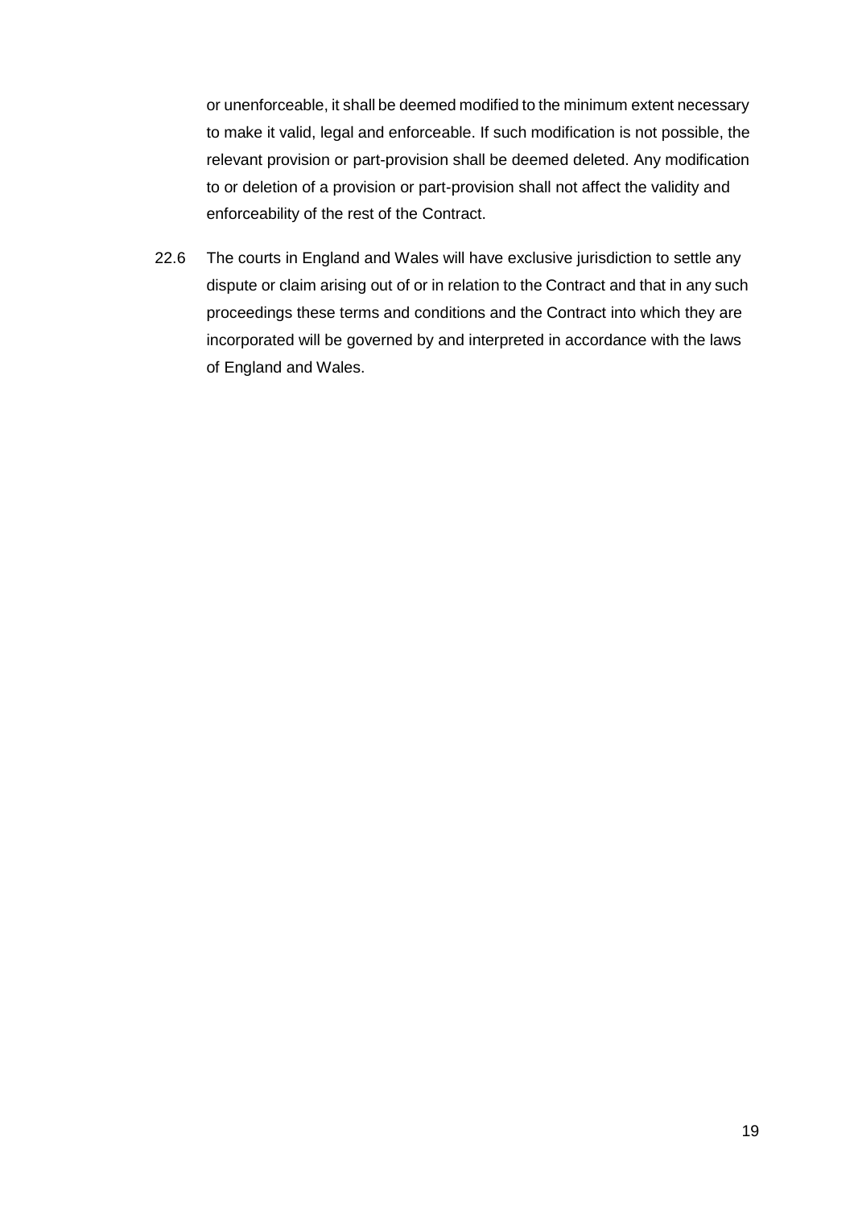or unenforceable, it shall be deemed modified to the minimum extent necessary to make it valid, legal and enforceable. If such modification is not possible, the relevant provision or part-provision shall be deemed deleted. Any modification to or deletion of a provision or part-provision shall not affect the validity and enforceability of the rest of the Contract.

22.6 The courts in England and Wales will have exclusive jurisdiction to settle any dispute or claim arising out of or in relation to the Contract and that in any such proceedings these terms and conditions and the Contract into which they are incorporated will be governed by and interpreted in accordance with the laws of England and Wales.